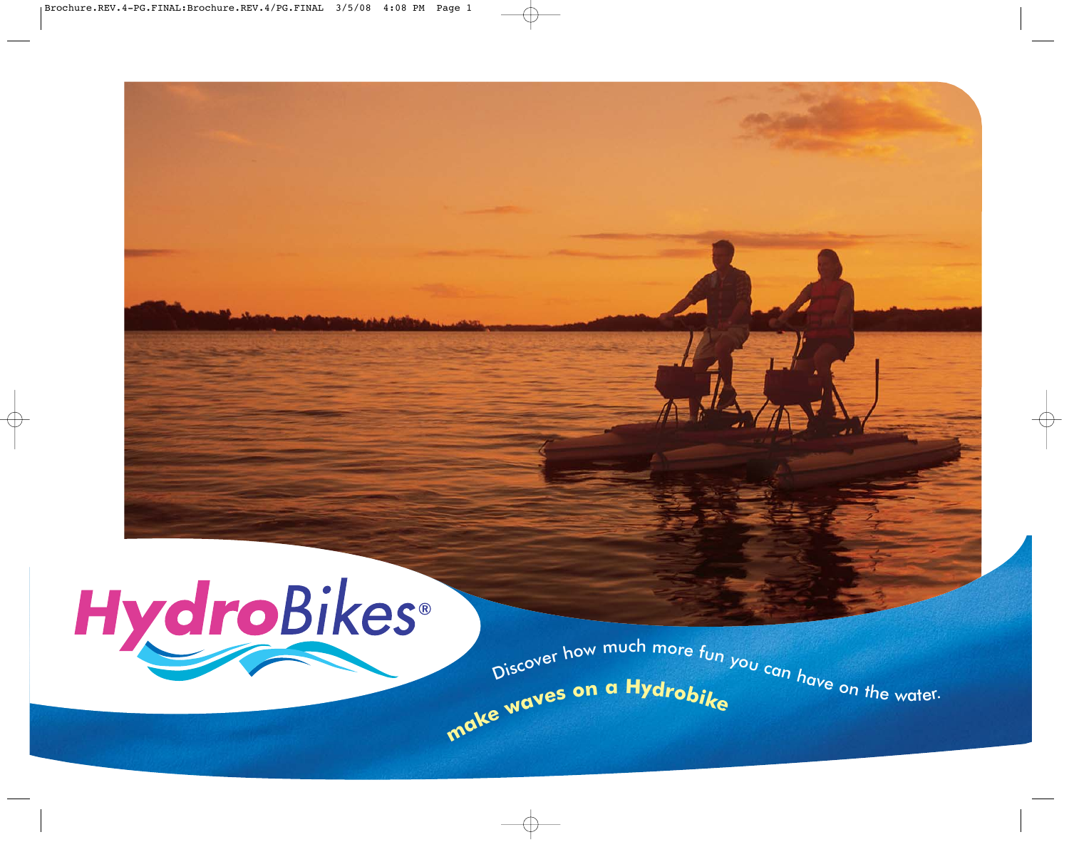# HydroBikes®

Discover how much more fun you can have on the water.

**make waves on a Hydrobike**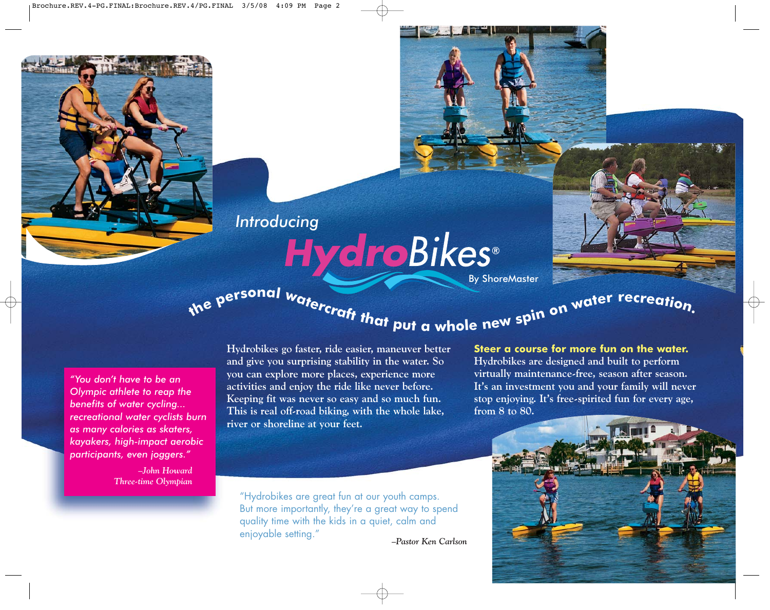Introducing

# HydroBikes®

By ShoreMaster

## the personal watercraft that put a whole new spin on water recreation.

Hydrobikes go faster, ride easier, maneuver better and give you surprising stability in the water. So you can explore more places, experience more activities and enjoy the ride like never before. Keeping fit was never so easy and so much fun. This is real off-road biking, with the whole lake, river or shoreline at your feet.

**Steer a course for more fun on the water.**
Hydrobikes are designed and built to perform virtually maintenance-free, season after season. It's an investment you and your family will never stop enjoying. It's free-spirited fun for every age, from 8 to 80.

*"You don't have to be an Olympic athlete to reap the benefits of water cycling... recreational water cyclists burn as many calories as skaters, kayakers, high-impact aerobic participants, even joggers."*

*–John Howard*
*Three-time Olympian*

"Hydrobikes are great fun at our youth camps. But more importantly, they're a great way to spend quality time with the kids in a quiet, calm and enjoyable setting."

*–Pastor Ken Carlson*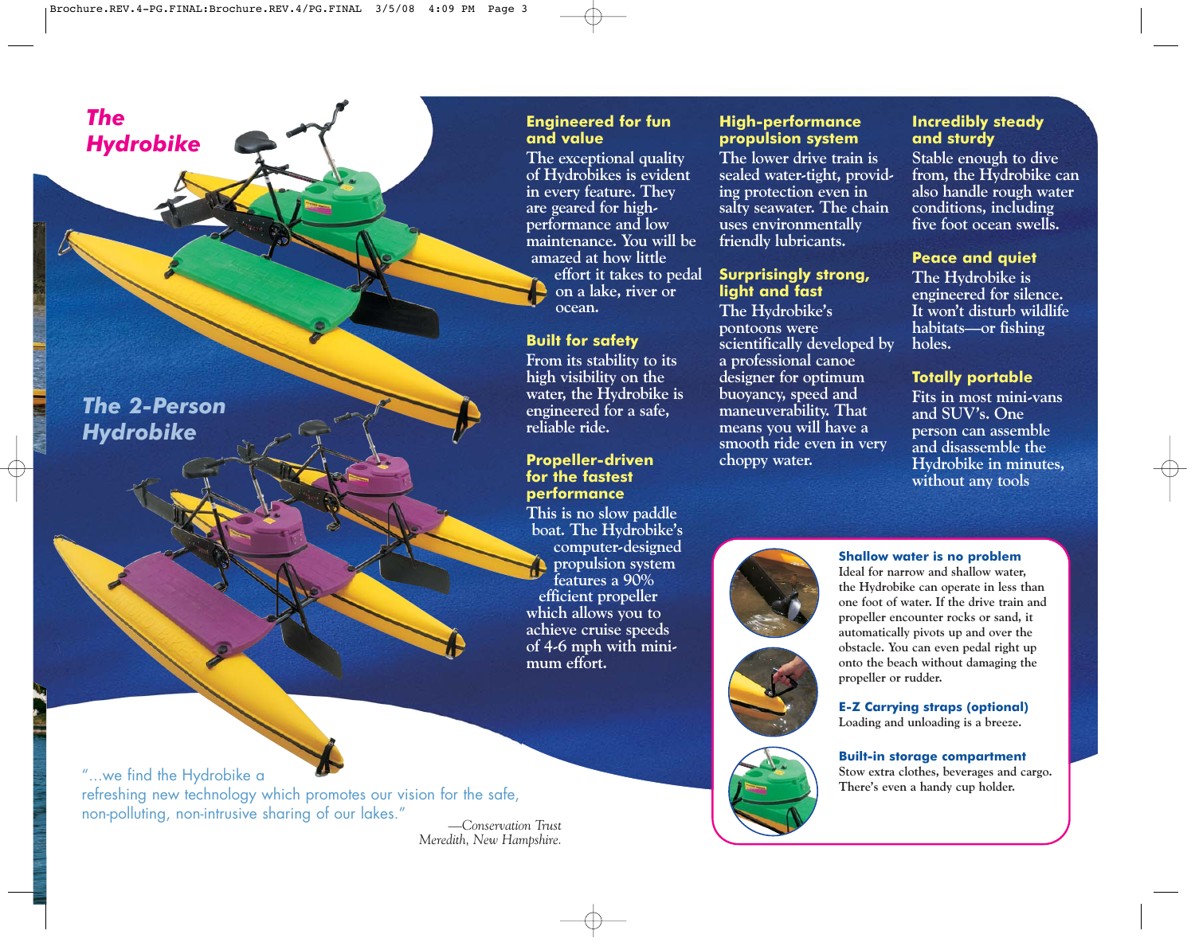## The Hydrobike

## The 2-Person Hydrobike

### Engineered for fun and value

The exceptional quality of Hydrobikes is evident in every feature. They are geared for high-performance and low maintenance. You will be amazed at how little effort it takes to pedal on a lake, river or ocean.

### Built for safety

From its stability to its high visibility on the water, the Hydrobike is engineered for a safe, reliable ride.

### Propeller-driven for the fastest performance

This is no slow paddle boat. The Hydrobike's computer-designed propulsion system features a 90% efficient propeller which allows you to achieve cruise speeds of 4-6 mph with minimum effort.

### High-performance propulsion system

The lower drive train is sealed water-tight, providing protection even in salty seawater. The chain uses environmentally friendly lubricants.

### Surprisingly strong, light and fast

The Hydrobike's pontoons were scientifically developed by a professional canoe designer for optimum buoyancy, speed and maneuverability. That means you will have a smooth ride even in very choppy water.

### Incredibly steady and sturdy

Stable enough to dive from, the Hydrobike can also handle rough water conditions, including five foot ocean swells.

### Peace and quiet

The Hydrobike is engineered for silence. It won't disturb wildlife habitats—or fishing holes.

### Totally portable

Fits in most mini-vans and SUV's. One person can assemble and disassemble the Hydrobike in minutes, without any tools

#### Shallow water is no problem

Ideal for narrow and shallow water, the Hydrobike can operate in less than one foot of water. If the drive train and propeller encounter rocks or sand, it automatically pivots up and over the obstacle. You can even pedal right up onto the beach without damaging the propeller or rudder.

#### E-Z Carrying straps (optional)

Loading and unloading is a breeze.

#### Built-in storage compartment

Stow extra clothes, beverages and cargo. There's even a handy cup holder.

"...we find the Hydrobike a refreshing new technology which promotes our vision for the safe, non-polluting, non-intrusive sharing of our lakes."

*—Conservation Trust Meredith, New Hampshire.*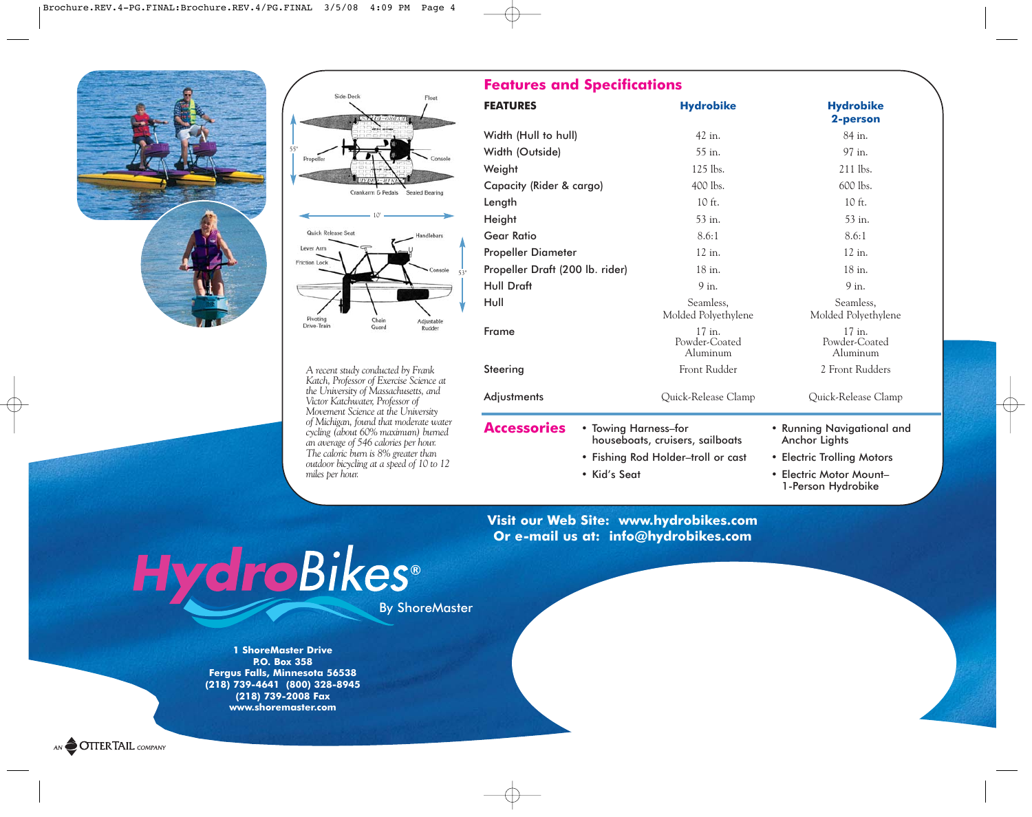## Features and Specifications

| FEATURES | Hydrobike | Hydrobike 2-person |
|---|---|---|
| Width (Hull to hull) | 42 in. | 84 in. |
| Width (Outside) | 55 in. | 97 in. |
| Weight | 125 lbs. | 211 lbs. |
| Capacity (Rider & cargo) | 400 lbs. | 600 lbs. |
| Length | 10 ft. | 10 ft. |
| Height | 53 in. | 53 in. |
| Gear Ratio | 8.6:1 | 8.6:1 |
| Propeller Diameter | 12 in. | 12 in. |
| Propeller Draft (200 lb. rider) | 18 in. | 18 in. |
| Hull Draft | 9 in. | 9 in. |
| Hull | Seamless, Molded Polyethylene | Seamless, Molded Polyethylene |
| Frame | 17 in. Powder-Coated Aluminum | 17 in. Powder-Coated Aluminum |
| Steering | Front Rudder | 2 Front Rudders |
| Adjustments | Quick-Release Clamp | Quick-Release Clamp |

Side-Deck
Float
Propeller
Console
Crankarm & Pedals
Sealed Bearing
55"
10'
Quick Release Seat
Handlebars
Lever Arm
Friction Lock
Console
53"
Pivoting Drive-Train
Chain Guard
Adjustable Rudder

*A recent study conducted by Frank Katch, Professor of Exercise Science at the University of Massachusetts, and Victor Katchwater, Professor of Movement Science at the University of Michigan, found that moderate water cycling (about 60% maximum) burned an average of 546 calories per hour. The caloric burn is 8% greater than outdoor bicycling at a speed of 10 to 12 miles per hour.*

## Accessories

- Towing Harness–for houseboats, cruisers, sailboats
- Fishing Rod Holder–troll or cast
- Kid's Seat
- Running Navigational and Anchor Lights
- Electric Trolling Motors
- Electric Motor Mount–1-Person Hydrobike

**Visit our Web Site: www.hydrobikes.com**
**Or e-mail us at: info@hydrobikes.com**

HydroBikes®
By ShoreMaster

**1 ShoreMaster Drive**
**P.O. Box 358**
**Fergus Falls, Minnesota 56538**
**(218) 739-4641 (800) 328-8945**
**(218) 739-2008 Fax**
**www.shoremaster.com**

AN OTTERTAIL COMPANY